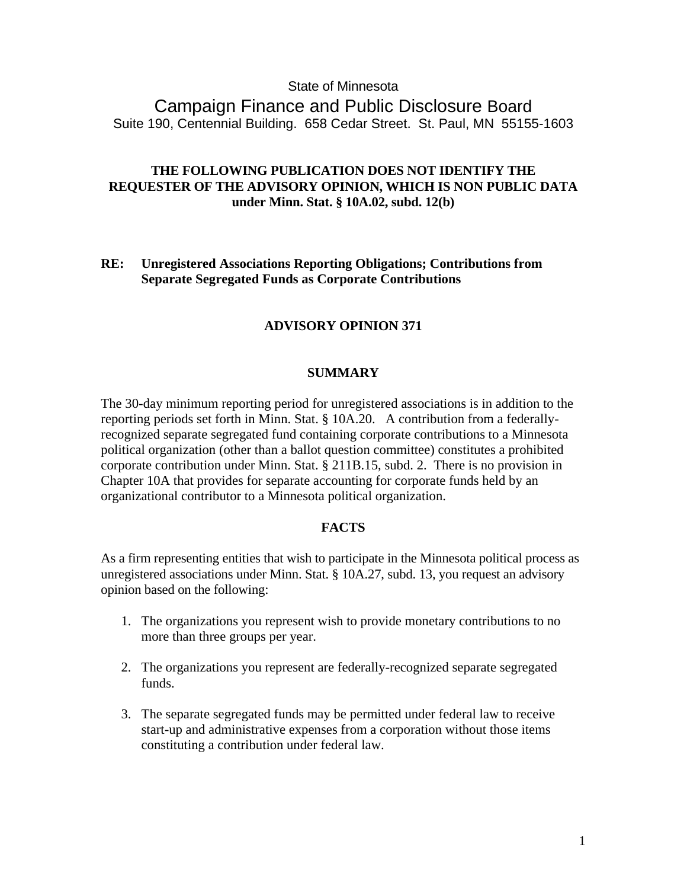State of Minnesota

# Campaign Finance and Public Disclosure Board

Suite 190, Centennial Building. 658 Cedar Street. St. Paul, MN 55155-1603

**THE FOLLOWING PUBLICATION DOES NOT IDENTIFY THE REQUESTER OF THE ADVISORY OPINION, WHICH IS NON PUBLIC DATA under Minn. Stat. § 10A.02, subd. 12(b)**

**RE: Unregistered Associations Reporting Obligations; Contributions from Separate Segregated Funds as Corporate Contributions**

## ADVISORY OPINION 371

### SUMMARY

The 30-day minimum reporting period for unregistered associations is in addition to the reporting periods set forth in Minn. Stat. § 10A.20. A contribution from a federally-recognized separate segregated fund containing corporate contributions to a Minnesota political organization (other than a ballot question committee) constitutes a prohibited corporate contribution under Minn. Stat. § 211B.15, subd. 2. There is no provision in Chapter 10A that provides for separate accounting for corporate funds held by an organizational contributor to a Minnesota political organization.

### FACTS

As a firm representing entities that wish to participate in the Minnesota political process as unregistered associations under Minn. Stat. § 10A.27, subd. 13, you request an advisory opinion based on the following:

1. The organizations you represent wish to provide monetary contributions to no more than three groups per year.
2. The organizations you represent are federally-recognized separate segregated funds.
3. The separate segregated funds may be permitted under federal law to receive start-up and administrative expenses from a corporation without those items constituting a contribution under federal law.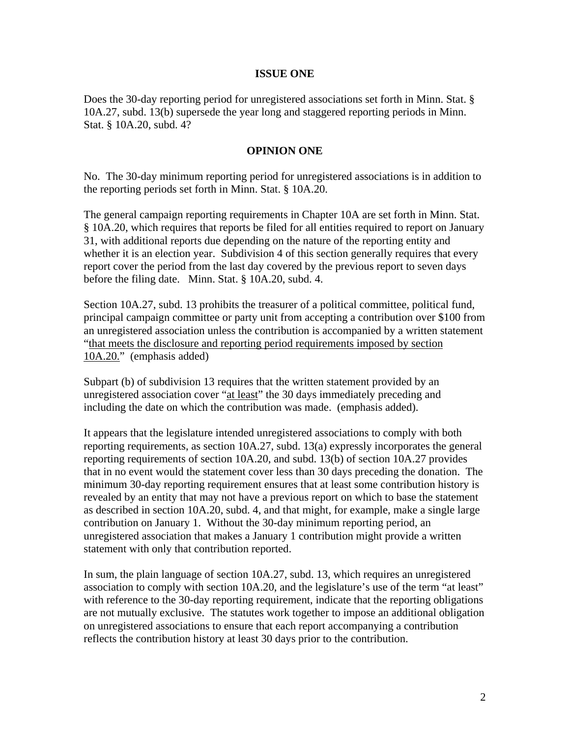**ISSUE ONE**

Does the 30-day reporting period for unregistered associations set forth in Minn. Stat. § 10A.27, subd. 13(b) supersede the year long and staggered reporting periods in Minn. Stat. § 10A.20, subd. 4?

**OPINION ONE**

No. The 30-day minimum reporting period for unregistered associations is in addition to the reporting periods set forth in Minn. Stat. § 10A.20.

The general campaign reporting requirements in Chapter 10A are set forth in Minn. Stat. § 10A.20, which requires that reports be filed for all entities required to report on January 31, with additional reports due depending on the nature of the reporting entity and whether it is an election year. Subdivision 4 of this section generally requires that every report cover the period from the last day covered by the previous report to seven days before the filing date. Minn. Stat. § 10A.20, subd. 4.

Section 10A.27, subd. 13 prohibits the treasurer of a political committee, political fund, principal campaign committee or party unit from accepting a contribution over $100 from an unregistered association unless the contribution is accompanied by a written statement "<u>that meets the disclosure and reporting period requirements imposed by section 10A.20.</u>" (emphasis added)

Subpart (b) of subdivision 13 requires that the written statement provided by an unregistered association cover "<u>at least</u>" the 30 days immediately preceding and including the date on which the contribution was made. (emphasis added).

It appears that the legislature intended unregistered associations to comply with both reporting requirements, as section 10A.27, subd. 13(a) expressly incorporates the general reporting requirements of section 10A.20, and subd. 13(b) of section 10A.27 provides that in no event would the statement cover less than 30 days preceding the donation. The minimum 30-day reporting requirement ensures that at least some contribution history is revealed by an entity that may not have a previous report on which to base the statement as described in section 10A.20, subd. 4, and that might, for example, make a single large contribution on January 1. Without the 30-day minimum reporting period, an unregistered association that makes a January 1 contribution might provide a written statement with only that contribution reported.

In sum, the plain language of section 10A.27, subd. 13, which requires an unregistered association to comply with section 10A.20, and the legislature's use of the term "at least" with reference to the 30-day reporting requirement, indicate that the reporting obligations are not mutually exclusive. The statutes work together to impose an additional obligation on unregistered associations to ensure that each report accompanying a contribution reflects the contribution history at least 30 days prior to the contribution.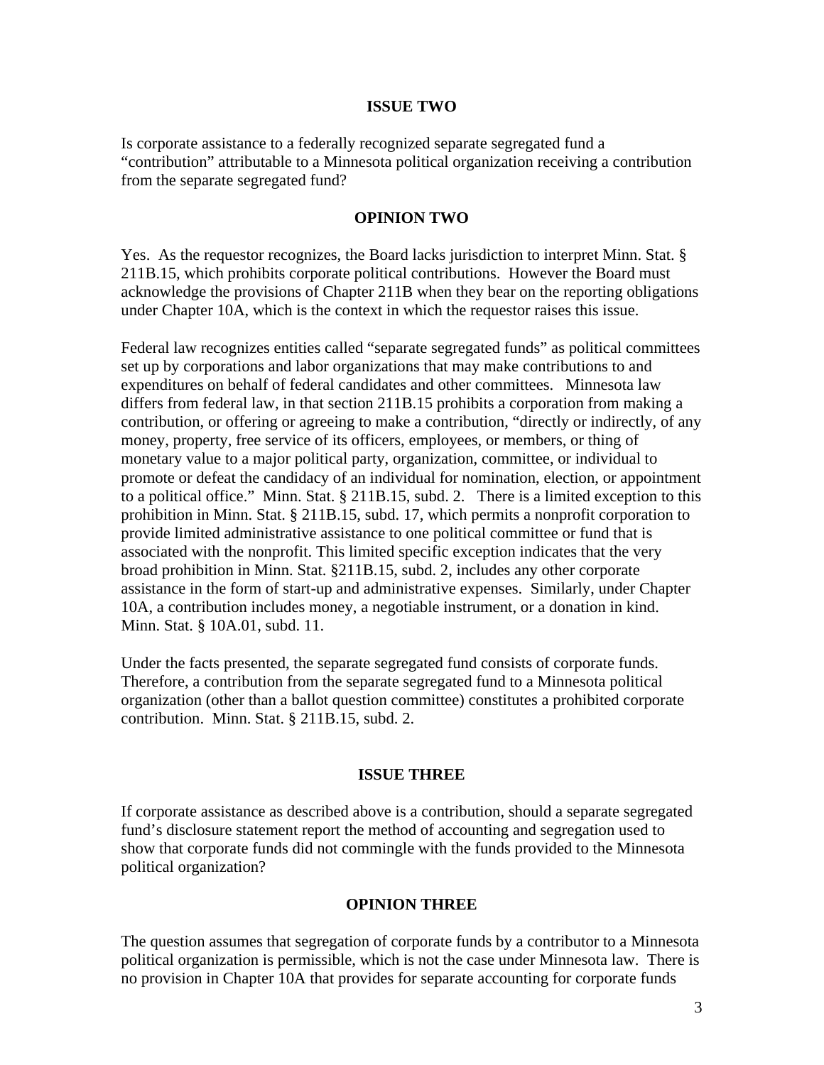## ISSUE TWO

Is corporate assistance to a federally recognized separate segregated fund a "contribution" attributable to a Minnesota political organization receiving a contribution from the separate segregated fund?

## OPINION TWO

Yes. As the requestor recognizes, the Board lacks jurisdiction to interpret Minn. Stat. § 211B.15, which prohibits corporate political contributions. However the Board must acknowledge the provisions of Chapter 211B when they bear on the reporting obligations under Chapter 10A, which is the context in which the requestor raises this issue.

Federal law recognizes entities called "separate segregated funds" as political committees set up by corporations and labor organizations that may make contributions to and expenditures on behalf of federal candidates and other committees. Minnesota law differs from federal law, in that section 211B.15 prohibits a corporation from making a contribution, or offering or agreeing to make a contribution, "directly or indirectly, of any money, property, free service of its officers, employees, or members, or thing of monetary value to a major political party, organization, committee, or individual to promote or defeat the candidacy of an individual for nomination, election, or appointment to a political office." Minn. Stat. § 211B.15, subd. 2. There is a limited exception to this prohibition in Minn. Stat. § 211B.15, subd. 17, which permits a nonprofit corporation to provide limited administrative assistance to one political committee or fund that is associated with the nonprofit. This limited specific exception indicates that the very broad prohibition in Minn. Stat. §211B.15, subd. 2, includes any other corporate assistance in the form of start-up and administrative expenses. Similarly, under Chapter 10A, a contribution includes money, a negotiable instrument, or a donation in kind. Minn. Stat. § 10A.01, subd. 11.

Under the facts presented, the separate segregated fund consists of corporate funds. Therefore, a contribution from the separate segregated fund to a Minnesota political organization (other than a ballot question committee) constitutes a prohibited corporate contribution. Minn. Stat. § 211B.15, subd. 2.

## ISSUE THREE

If corporate assistance as described above is a contribution, should a separate segregated fund's disclosure statement report the method of accounting and segregation used to show that corporate funds did not commingle with the funds provided to the Minnesota political organization?

## OPINION THREE

The question assumes that segregation of corporate funds by a contributor to a Minnesota political organization is permissible, which is not the case under Minnesota law. There is no provision in Chapter 10A that provides for separate accounting for corporate funds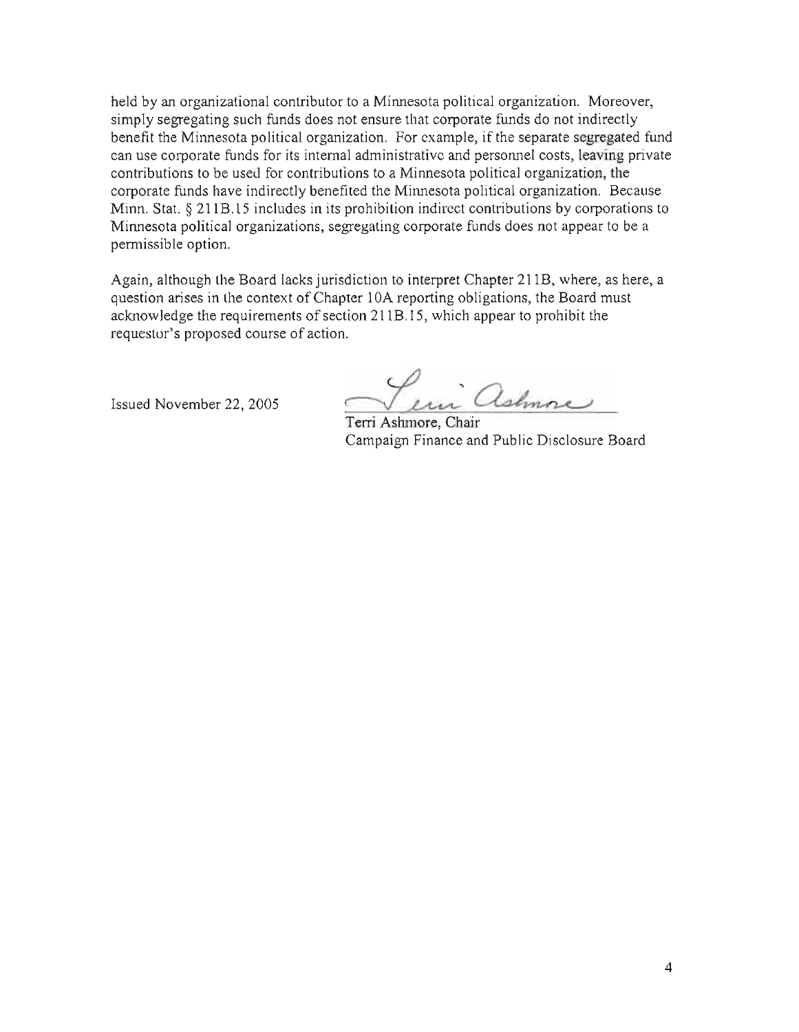held by an organizational contributor to a Minnesota political organization. Moreover, simply segregating such funds does not ensure that corporate funds do not indirectly benefit the Minnesota political organization. For example, if the separate segregated fund can use corporate funds for its internal administrative and personnel costs, leaving private contributions to be used for contributions to a Minnesota political organization, the corporate funds have indirectly benefited the Minnesota political organization. Because Minn. Stat. § 211B.15 includes in its prohibition indirect contributions by corporations to Minnesota political organizations, segregating corporate funds does not appear to be a permissible option.

Again, although the Board lacks jurisdiction to interpret Chapter 211B, where, as here, a question arises in the context of Chapter 10A reporting obligations, the Board must acknowledge the requirements of section 211B.15, which appear to prohibit the requestor's proposed course of action.

Issued November 22, 2005

Terri Ashmore, Chair
Campaign Finance and Public Disclosure Board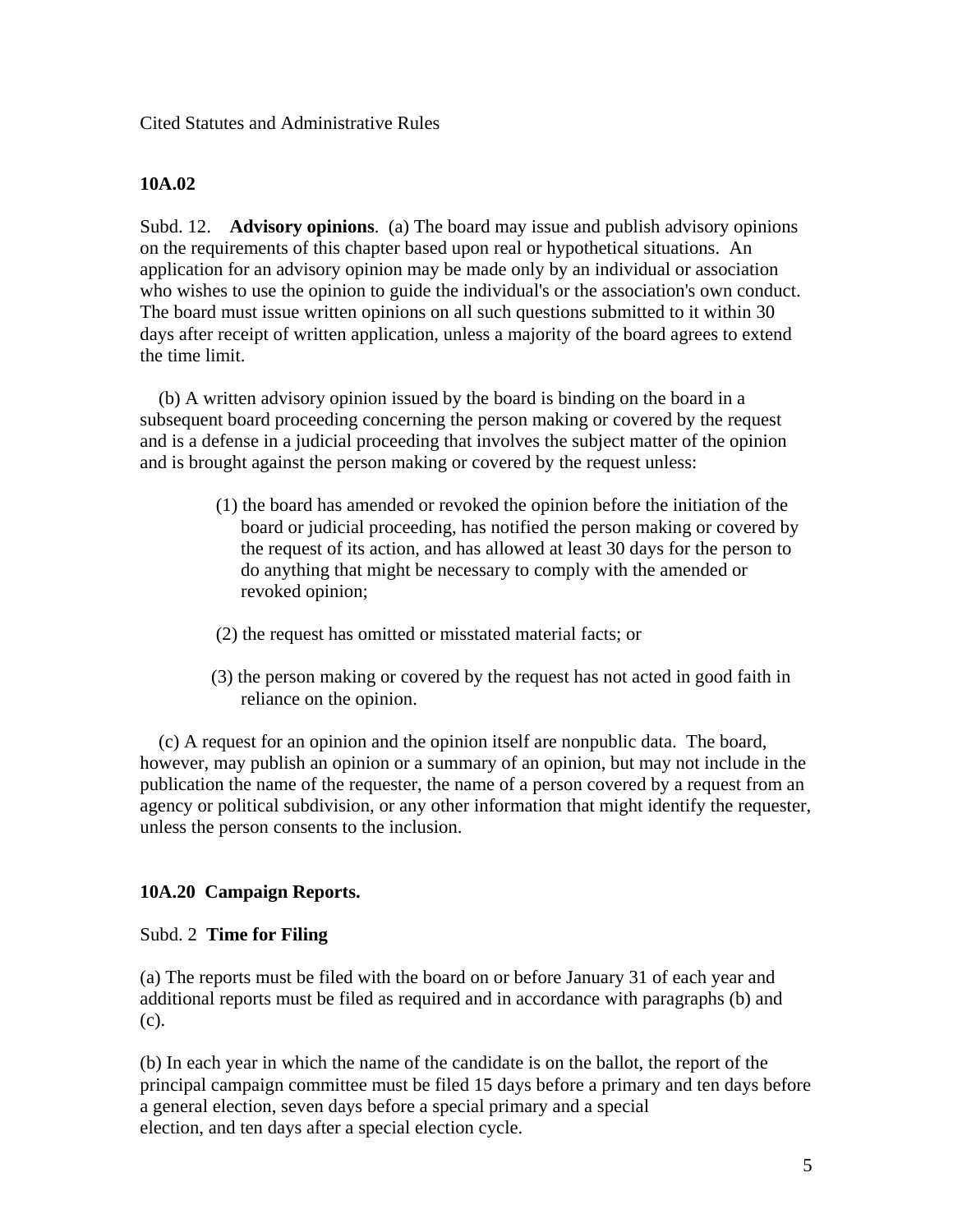Cited Statutes and Administrative Rules

**10A.02**

Subd. 12. **Advisory opinions**. (a) The board may issue and publish advisory opinions on the requirements of this chapter based upon real or hypothetical situations. An application for an advisory opinion may be made only by an individual or association who wishes to use the opinion to guide the individual's or the association's own conduct. The board must issue written opinions on all such questions submitted to it within 30 days after receipt of written application, unless a majority of the board agrees to extend the time limit.

(b) A written advisory opinion issued by the board is binding on the board in a subsequent board proceeding concerning the person making or covered by the request and is a defense in a judicial proceeding that involves the subject matter of the opinion and is brought against the person making or covered by the request unless:

(1) the board has amended or revoked the opinion before the initiation of the board or judicial proceeding, has notified the person making or covered by the request of its action, and has allowed at least 30 days for the person to do anything that might be necessary to comply with the amended or revoked opinion;

(2) the request has omitted or misstated material facts; or

(3) the person making or covered by the request has not acted in good faith in reliance on the opinion.

(c) A request for an opinion and the opinion itself are nonpublic data. The board, however, may publish an opinion or a summary of an opinion, but may not include in the publication the name of the requester, the name of a person covered by a request from an agency or political subdivision, or any other information that might identify the requester, unless the person consents to the inclusion.

**10A.20 Campaign Reports.**

Subd. 2 **Time for Filing**

(a) The reports must be filed with the board on or before January 31 of each year and additional reports must be filed as required and in accordance with paragraphs (b) and (c).

(b) In each year in which the name of the candidate is on the ballot, the report of the principal campaign committee must be filed 15 days before a primary and ten days before a general election, seven days before a special primary and a special election, and ten days after a special election cycle.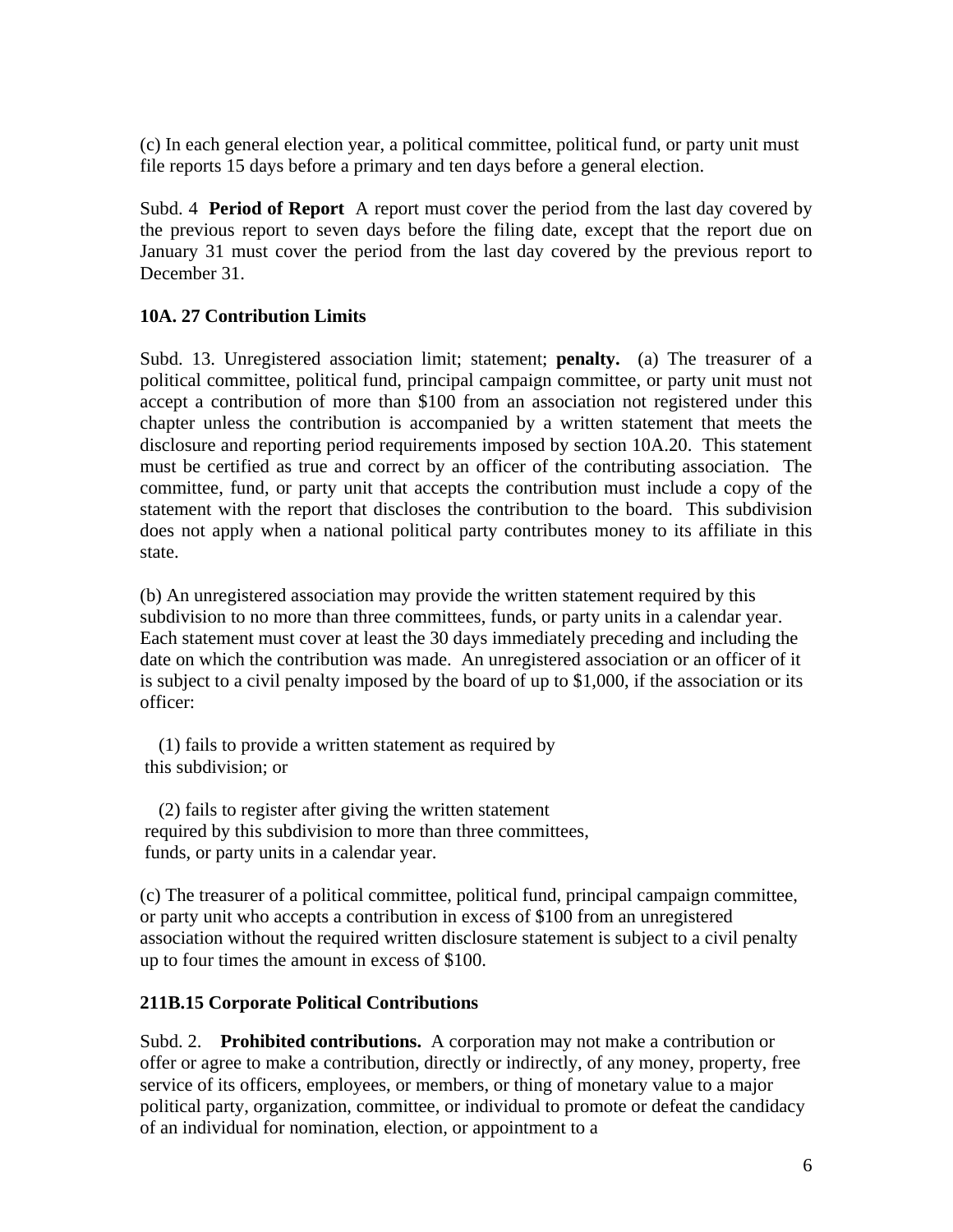(c) In each general election year, a political committee, political fund, or party unit must file reports 15 days before a primary and ten days before a general election.

Subd. 4 **Period of Report** A report must cover the period from the last day covered by the previous report to seven days before the filing date, except that the report due on January 31 must cover the period from the last day covered by the previous report to December 31.

**10A. 27 Contribution Limits**

Subd. 13. Unregistered association limit; statement; **penalty.** (a) The treasurer of a political committee, political fund, principal campaign committee, or party unit must not accept a contribution of more than $100 from an association not registered under this chapter unless the contribution is accompanied by a written statement that meets the disclosure and reporting period requirements imposed by section 10A.20. This statement must be certified as true and correct by an officer of the contributing association. The committee, fund, or party unit that accepts the contribution must include a copy of the statement with the report that discloses the contribution to the board. This subdivision does not apply when a national political party contributes money to its affiliate in this state.

(b) An unregistered association may provide the written statement required by this subdivision to no more than three committees, funds, or party units in a calendar year. Each statement must cover at least the 30 days immediately preceding and including the date on which the contribution was made. An unregistered association or an officer of it is subject to a civil penalty imposed by the board of up to $1,000, if the association or its officer:

(1) fails to provide a written statement as required by this subdivision; or

(2) fails to register after giving the written statement required by this subdivision to more than three committees, funds, or party units in a calendar year.

(c) The treasurer of a political committee, political fund, principal campaign committee, or party unit who accepts a contribution in excess of $100 from an unregistered association without the required written disclosure statement is subject to a civil penalty up to four times the amount in excess of $100.

**211B.15 Corporate Political Contributions**

Subd. 2. **Prohibited contributions.** A corporation may not make a contribution or offer or agree to make a contribution, directly or indirectly, of any money, property, free service of its officers, employees, or members, or thing of monetary value to a major political party, organization, committee, or individual to promote or defeat the candidacy of an individual for nomination, election, or appointment to a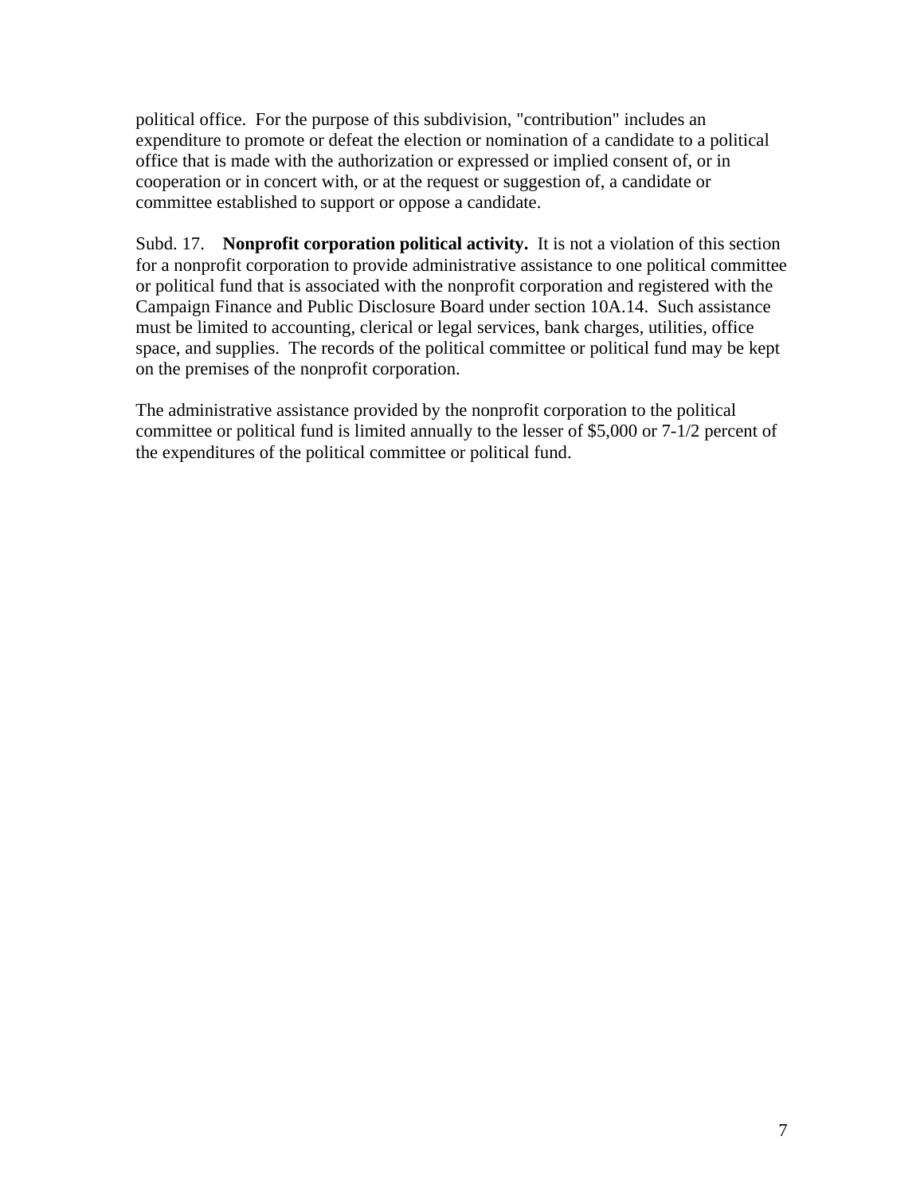political office. For the purpose of this subdivision, "contribution" includes an expenditure to promote or defeat the election or nomination of a candidate to a political office that is made with the authorization or expressed or implied consent of, or in cooperation or in concert with, or at the request or suggestion of, a candidate or committee established to support or oppose a candidate.

Subd. 17. **Nonprofit corporation political activity.** It is not a violation of this section for a nonprofit corporation to provide administrative assistance to one political committee or political fund that is associated with the nonprofit corporation and registered with the Campaign Finance and Public Disclosure Board under section 10A.14. Such assistance must be limited to accounting, clerical or legal services, bank charges, utilities, office space, and supplies. The records of the political committee or political fund may be kept on the premises of the nonprofit corporation.

The administrative assistance provided by the nonprofit corporation to the political committee or political fund is limited annually to the lesser of $5,000 or 7-1/2 percent of the expenditures of the political committee or political fund.